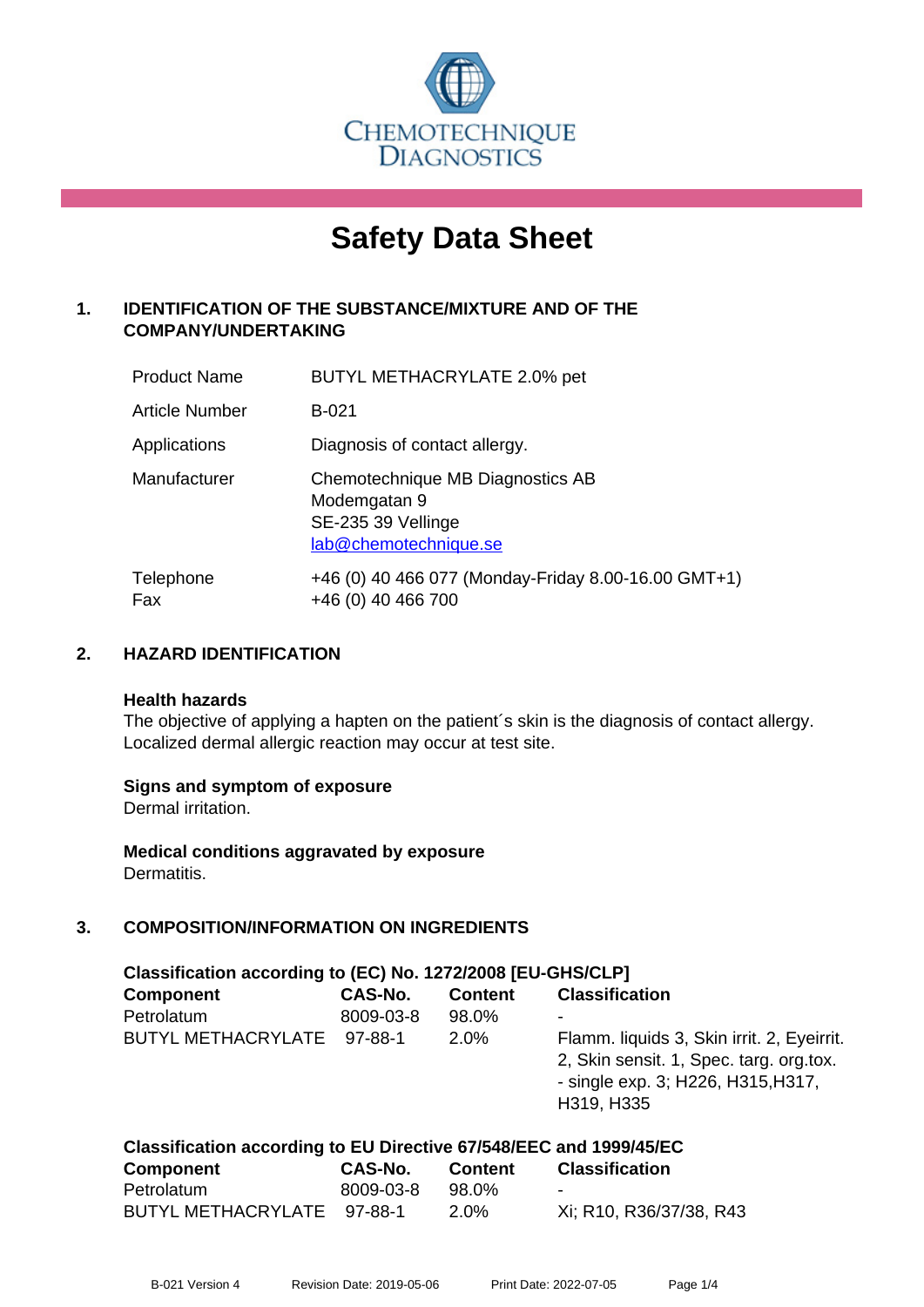CHEMOTECHNIQUE DIAGNOSTICS

# Safety Data Sheet

## 1. IDENTIFICATION OF THE SUBSTANCE/MIXTURE AND OF THE COMPANY/UNDERTAKING

| | |
|---|---|
| Product Name | BUTYL METHACRYLATE 2.0% pet |
| Article Number | B-021 |
| Applications | Diagnosis of contact allergy. |
| Manufacturer | Chemotechnique MB Diagnostics AB<br>Modemgatan 9<br>SE-235 39 Vellinge<br>lab@chemotechnique.se |
| Telephone<br>Fax | +46 (0) 40 466 077 (Monday-Friday 8.00-16.00 GMT+1)<br>+46 (0) 40 466 700 |

## 2. HAZARD IDENTIFICATION

**Health hazards**
The objective of applying a hapten on the patient´s skin is the diagnosis of contact allergy. Localized dermal allergic reaction may occur at test site.

**Signs and symptom of exposure**
Dermal irritation.

**Medical conditions aggravated by exposure**
Dermatitis.

## 3. COMPOSITION/INFORMATION ON INGREDIENTS

**Classification according to (EC) No. 1272/2008 [EU-GHS/CLP]**

| Component | CAS-No. | Content | Classification |
|---|---|---|---|
| Petrolatum | 8009-03-8 | 98.0% | - |
| BUTYL METHACRYLATE | 97-88-1 | 2.0% | Flamm. liquids 3, Skin irrit. 2, Eyeirrit. 2, Skin sensit. 1, Spec. targ. org.tox. - single exp. 3; H226, H315,H317, H319, H335 |

**Classification according to EU Directive 67/548/EEC and 1999/45/EC**

| Component | CAS-No. | Content | Classification |
|---|---|---|---|
| Petrolatum | 8009-03-8 | 98.0% | - |
| BUTYL METHACRYLATE | 97-88-1 | 2.0% | Xi; R10, R36/37/38, R43 |

B-021 Version 4 Revision Date: 2019-05-06 Print Date: 2022-07-05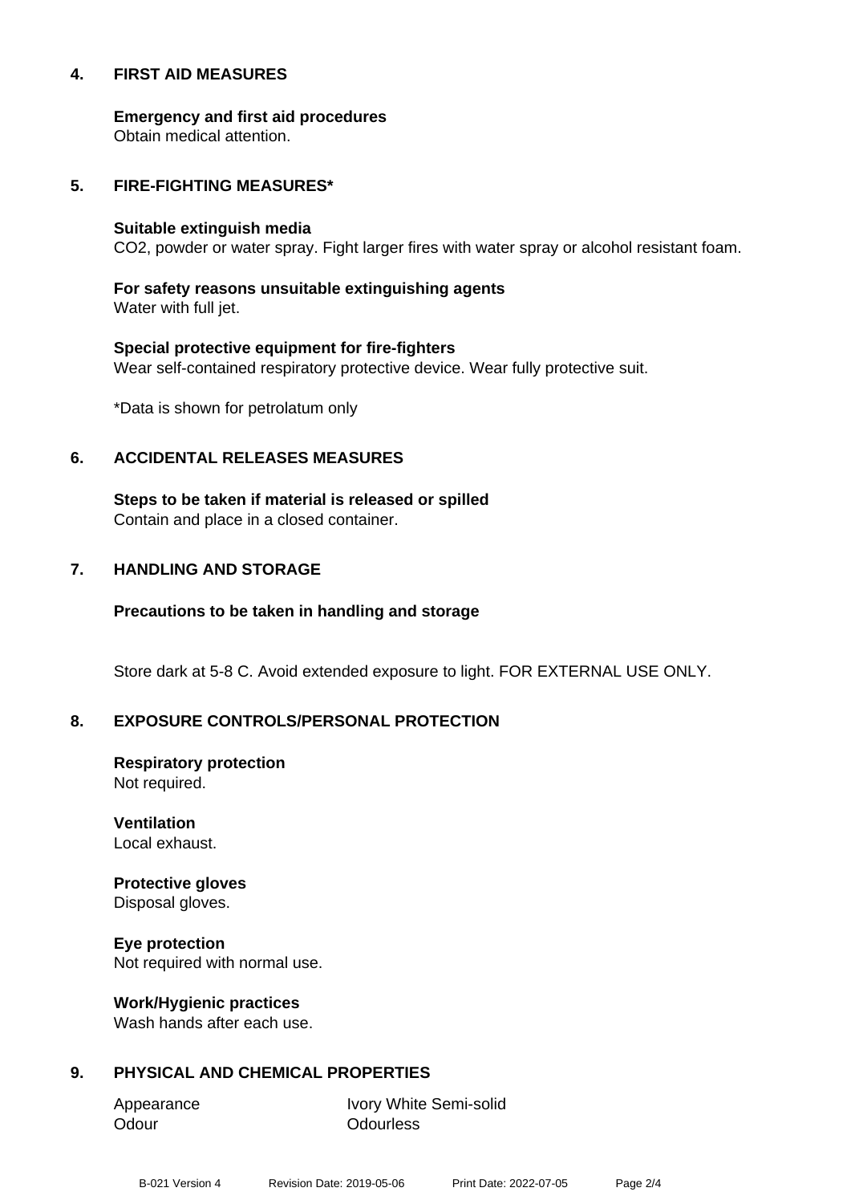## 4. FIRST AID MEASURES

**Emergency and first aid procedures**
Obtain medical attention.

## 5. FIRE-FIGHTING MEASURES*

**Suitable extinguish media**
$CO_2$, powder or water spray. Fight larger fires with water spray or alcohol resistant foam.

**For safety reasons unsuitable extinguishing agents**
Water with full jet.

**Special protective equipment for fire-fighters**
Wear self-contained respiratory protective device. Wear fully protective suit.

*Data is shown for petrolatum only

## 6. ACCIDENTAL RELEASES MEASURES

**Steps to be taken if material is released or spilled**
Contain and place in a closed container.

## 7. HANDLING AND STORAGE

**Precautions to be taken in handling and storage**

Store dark at 5-8 C. Avoid extended exposure to light. FOR EXTERNAL USE ONLY.

## 8. EXPOSURE CONTROLS/PERSONAL PROTECTION

**Respiratory protection**
Not required.

**Ventilation**
Local exhaust.

**Protective gloves**
Disposal gloves.

**Eye protection**
Not required with normal use.

**Work/Hygienic practices**
Wash hands after each use.

## 9. PHYSICAL AND CHEMICAL PROPERTIES

| | |
|---|---|
| Appearance | Ivory White Semi-solid |
| Odour | Odourless |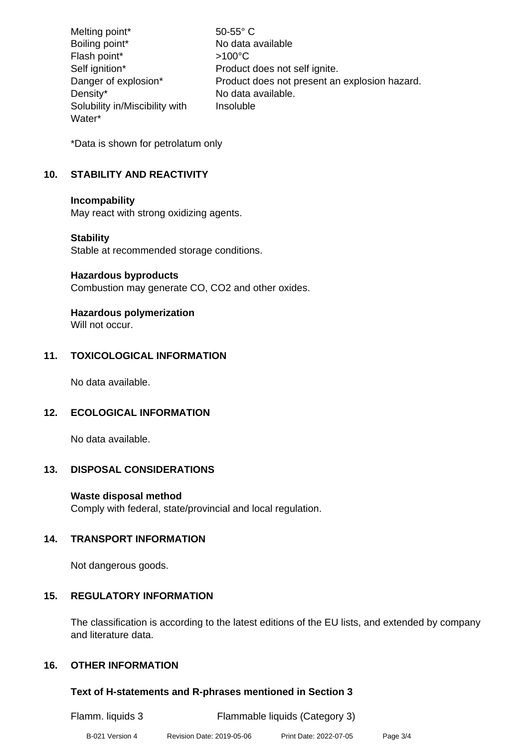| | |
|---|---|
| Melting point* | 50-55° C |
| Boiling point* | No data available |
| Flash point* | >100°C |
| Self ignition* | Product does not self ignite. |
| Danger of explosion* | Product does not present an explosion hazard. |
| Density* | No data available. |
| Solubility in/Miscibility with Water* | Insoluble |

*Data is shown for petrolatum only

## 10. STABILITY AND REACTIVITY

**Incompability**
May react with strong oxidizing agents.

**Stability**
Stable at recommended storage conditions.

**Hazardous byproducts**
Combustion may generate CO, $CO_2$ and other oxides.

**Hazardous polymerization**
Will not occur.

## 11. TOXICOLOGICAL INFORMATION

No data available.

## 12. ECOLOGICAL INFORMATION

No data available.

## 13. DISPOSAL CONSIDERATIONS

**Waste disposal method**
Comply with federal, state/provincial and local regulation.

## 14. TRANSPORT INFORMATION

Not dangerous goods.

## 15. REGULATORY INFORMATION

The classification is according to the latest editions of the EU lists, and extended by company and literature data.

## 16. OTHER INFORMATION

### Text of H-statements and R-phrases mentioned in Section 3

| | |
|---|---|
| Flamm. liquids 3 | Flammable liquids (Category 3) |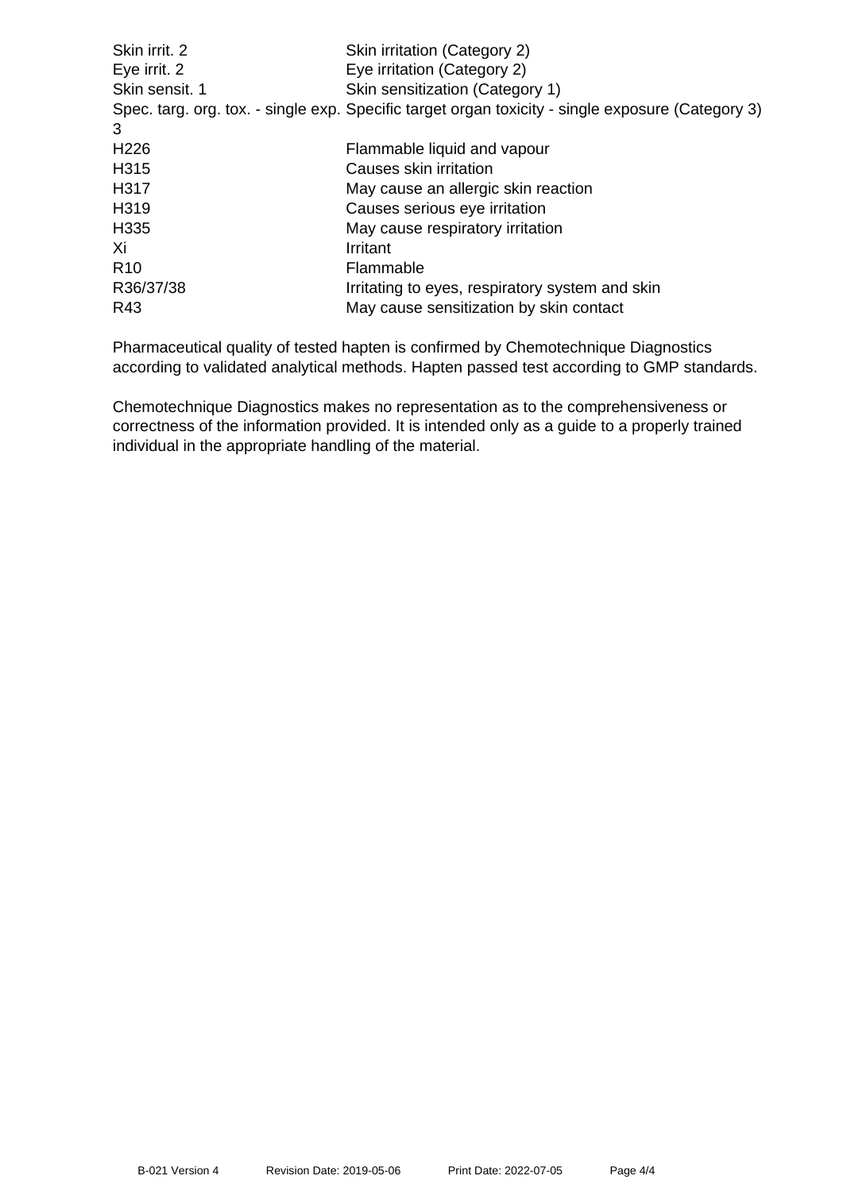| | |
|---|---|
| Skin irrit. 2 | Skin irritation (Category 2) |
| Eye irrit. 2 | Eye irritation (Category 2) |
| Skin sensit. 1 | Skin sensitization (Category 1) |
| Spec. targ. org. tox. - single exp. 3 | Specific target organ toxicity - single exposure (Category 3) |
| H226 | Flammable liquid and vapour |
| H315 | Causes skin irritation |
| H317 | May cause an allergic skin reaction |
| H319 | Causes serious eye irritation |
| H335 | May cause respiratory irritation |
| Xi | Irritant |
| R10 | Flammable |
| R36/37/38 | Irritating to eyes, respiratory system and skin |
| R43 | May cause sensitization by skin contact |

Pharmaceutical quality of tested hapten is confirmed by Chemotechnique Diagnostics according to validated analytical methods. Hapten passed test according to GMP standards.

Chemotechnique Diagnostics makes no representation as to the comprehensiveness or correctness of the information provided. It is intended only as a guide to a properly trained individual in the appropriate handling of the material.

B-021 Version 4 Revision Date: 2019-05-06 Print Date: 2022-07-05